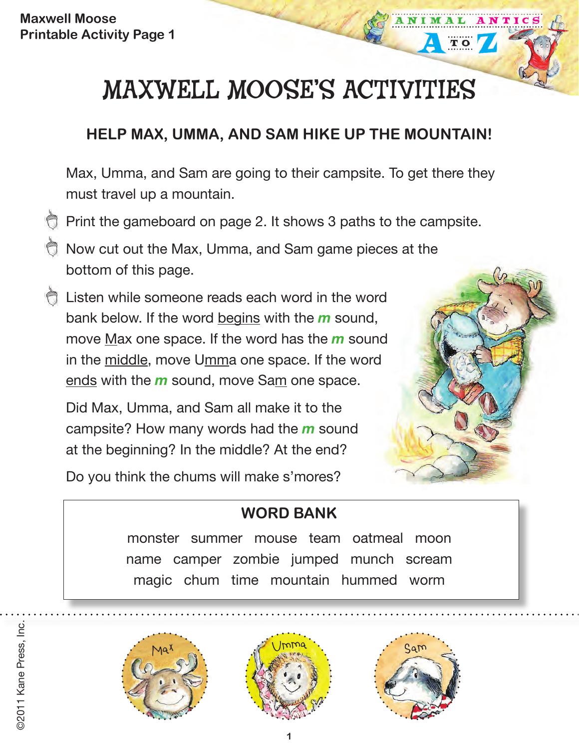Maxwell Moose
Printable Activity Page 1

# MAXWELL MOOSE'S ACTIVITIES

## HELP MAX, UMMA, AND SAM HIKE UP THE MOUNTAIN!

Max, Umma, and Sam are going to their campsite. To get there they must travel up a mountain.

- Print the gameboard on page 2. It shows 3 paths to the campsite.
- Now cut out the Max, Umma, and Sam game pieces at the bottom of this page.
- Listen while someone reads each word in the word bank below. If the word begins with the ***m*** sound, move Max one space. If the word has the ***m*** sound in the middle, move Umma one space. If the word ends with the ***m*** sound, move Sam one space.

Did Max, Umma, and Sam all make it to the campsite? How many words had the ***m*** sound at the beginning? In the middle? At the end?

Do you think the chums will make s'mores?

**WORD BANK**

monster summer mouse team oatmeal moon
name camper zombie jumped munch scream
magic chum time mountain hummed worm

Max Umma Sam

©2011 Kane Press, Inc.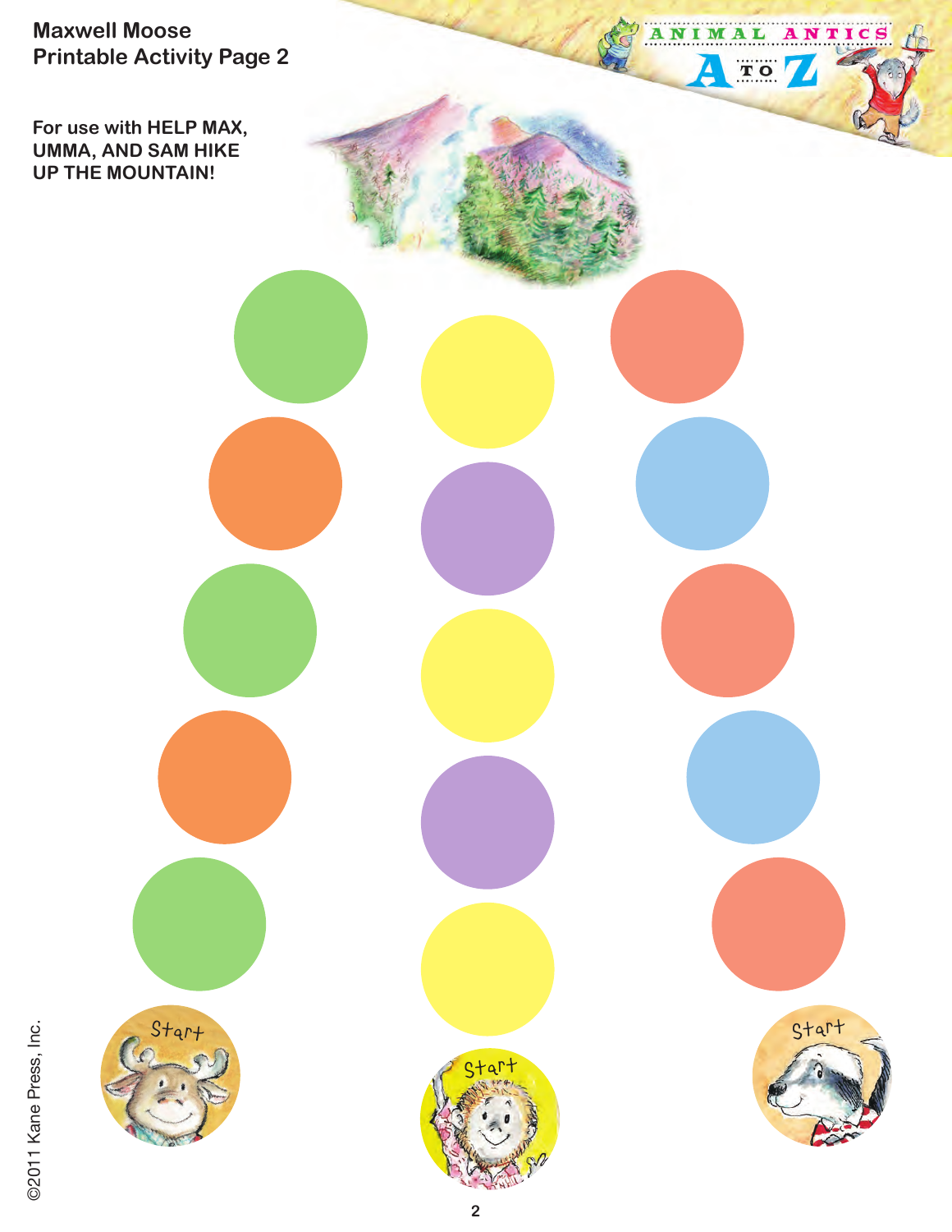**Maxwell Moose**
**Printable Activity Page 2**

For use with **HELP MAX, UMMA, AND SAM HIKE UP THE MOUNTAIN!**

ANIMAL ANTICS A TO Z

Start

Start

Start

©2011 Kane Press, Inc.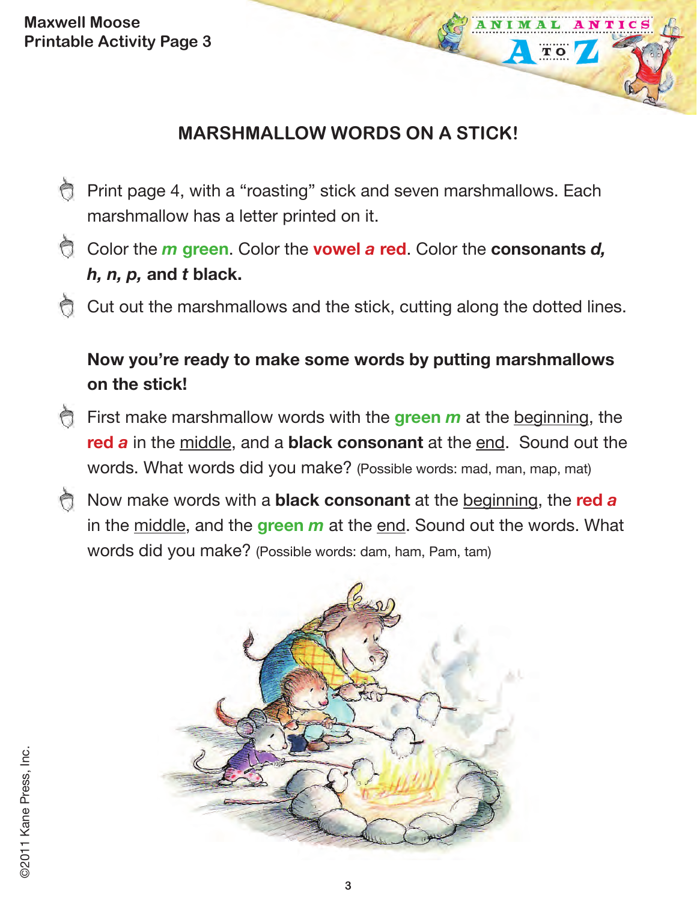## MARSHMALLOW WORDS ON A STICK!

- Print page 4, with a "roasting" stick and seven marshmallows. Each marshmallow has a letter printed on it.
- Color the ***m*** **green**. Color the **vowel *a* red**. Color the **consonants *d, h, n, p,* and *t* black.**
- Cut out the marshmallows and the stick, cutting along the dotted lines.

**Now you're ready to make some words by putting marshmallows on the stick!**

- First make marshmallow words with the **green *m*** at the beginning, the **red *a*** in the middle, and a **black consonant** at the end. Sound out the words. What words did you make? (Possible words: mad, man, map, mat)
- Now make words with a **black consonant** at the beginning, the **red *a*** in the middle, and the **green *m*** at the end. Sound out the words. What words did you make? (Possible words: dam, ham, Pam, tam)

©2011 Kane Press, Inc.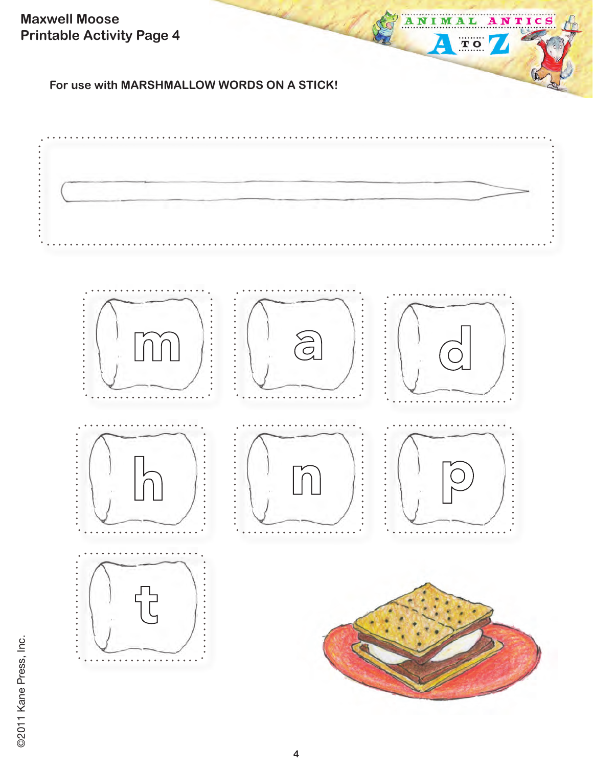Maxwell Moose
Printable Activity Page 4

**For use with MARSHMALLOW WORDS ON A STICK!**

m

a

d

h

n

p

t

©2011 Kane Press, Inc.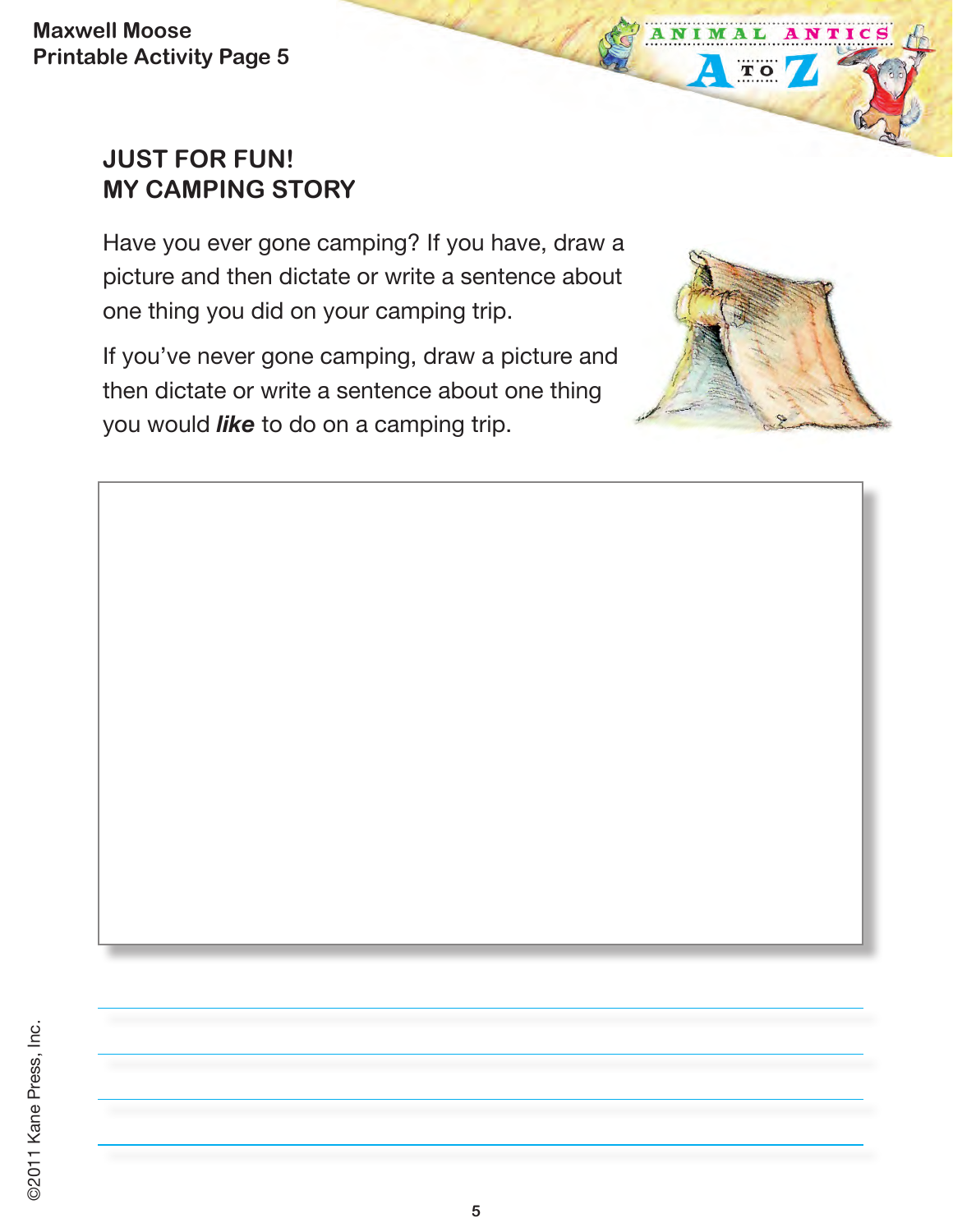## JUST FOR FUN!
## MY CAMPING STORY

Have you ever gone camping? If you have, draw a picture and then dictate or write a sentence about one thing you did on your camping trip.

If you've never gone camping, draw a picture and then dictate or write a sentence about one thing you would ***like*** to do on a camping trip.

©2011 Kane Press, Inc.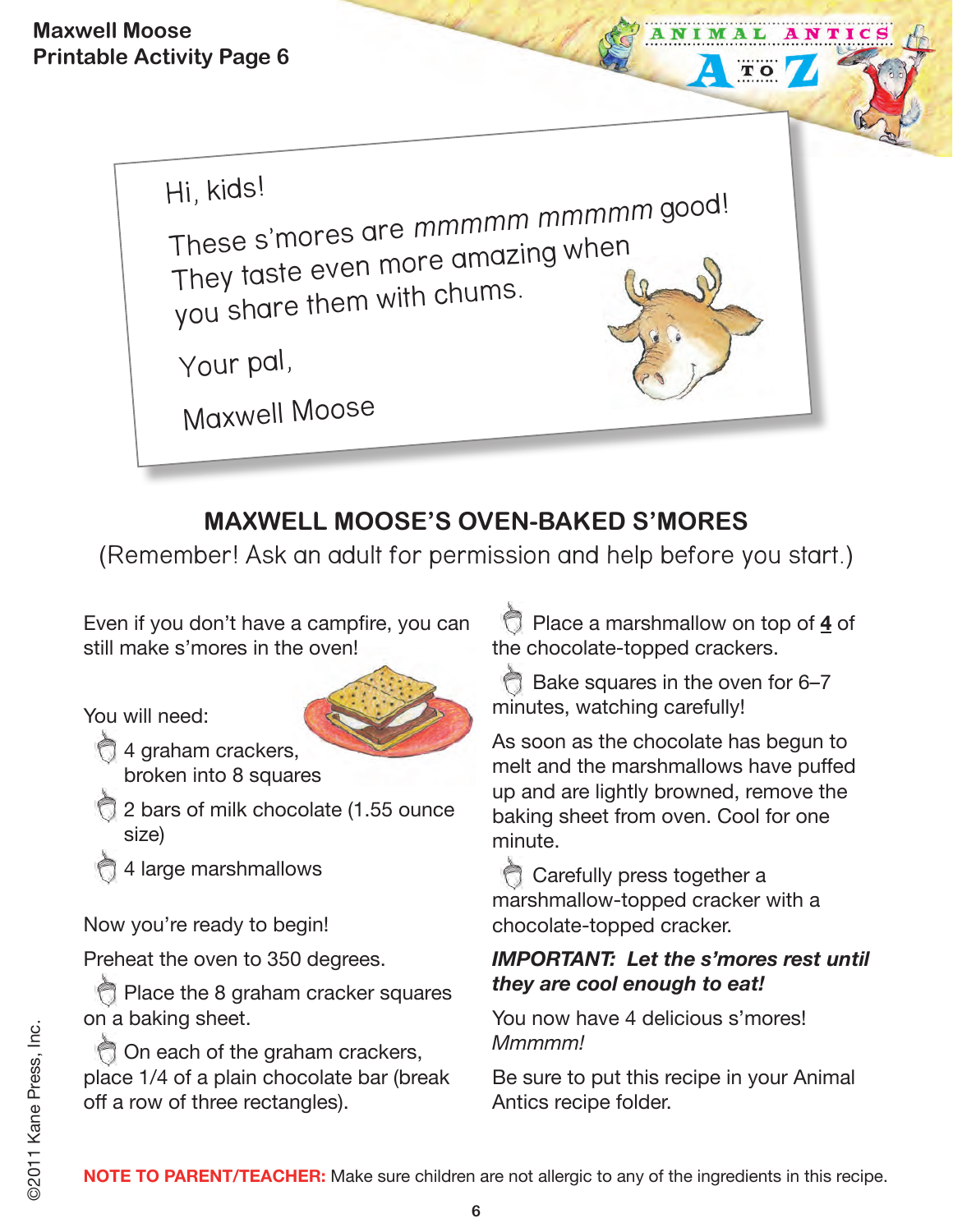Maxwell Moose
Printable Activity Page 6

Hi, kids!

These s'mores are *mmmmm mmmmm* good! They taste even more amazing when you share them with chums.

Your pal,

Maxwell Moose

## MAXWELL MOOSE'S OVEN-BAKED S'MORES

(Remember! Ask an adult for permission and help before you start.)

Even if you don't have a campfire, you can still make s'mores in the oven!

You will need:

- 4 graham crackers, broken into 8 squares
- 2 bars of milk chocolate (1.55 ounce size)
- 4 large marshmallows

Now you're ready to begin!

Preheat the oven to 350 degrees.

- Place the 8 graham cracker squares on a baking sheet.
- On each of the graham crackers, place 1/4 of a plain chocolate bar (break off a row of three rectangles).
- Place a marshmallow on top of **4** of the chocolate-topped crackers.
- Bake squares in the oven for 6–7 minutes, watching carefully!

As soon as the chocolate has begun to melt and the marshmallows have puffed up and are lightly browned, remove the baking sheet from oven. Cool for one minute.

- Carefully press together a marshmallow-topped cracker with a chocolate-topped cracker.

***IMPORTANT: Let the s'mores rest until they are cool enough to eat!***

You now have 4 delicious s'mores! *Mmmmm!*

Be sure to put this recipe in your Animal Antics recipe folder.

**NOTE TO PARENT/TEACHER:** Make sure children are not allergic to any of the ingredients in this recipe.

©2011 Kane Press, Inc.